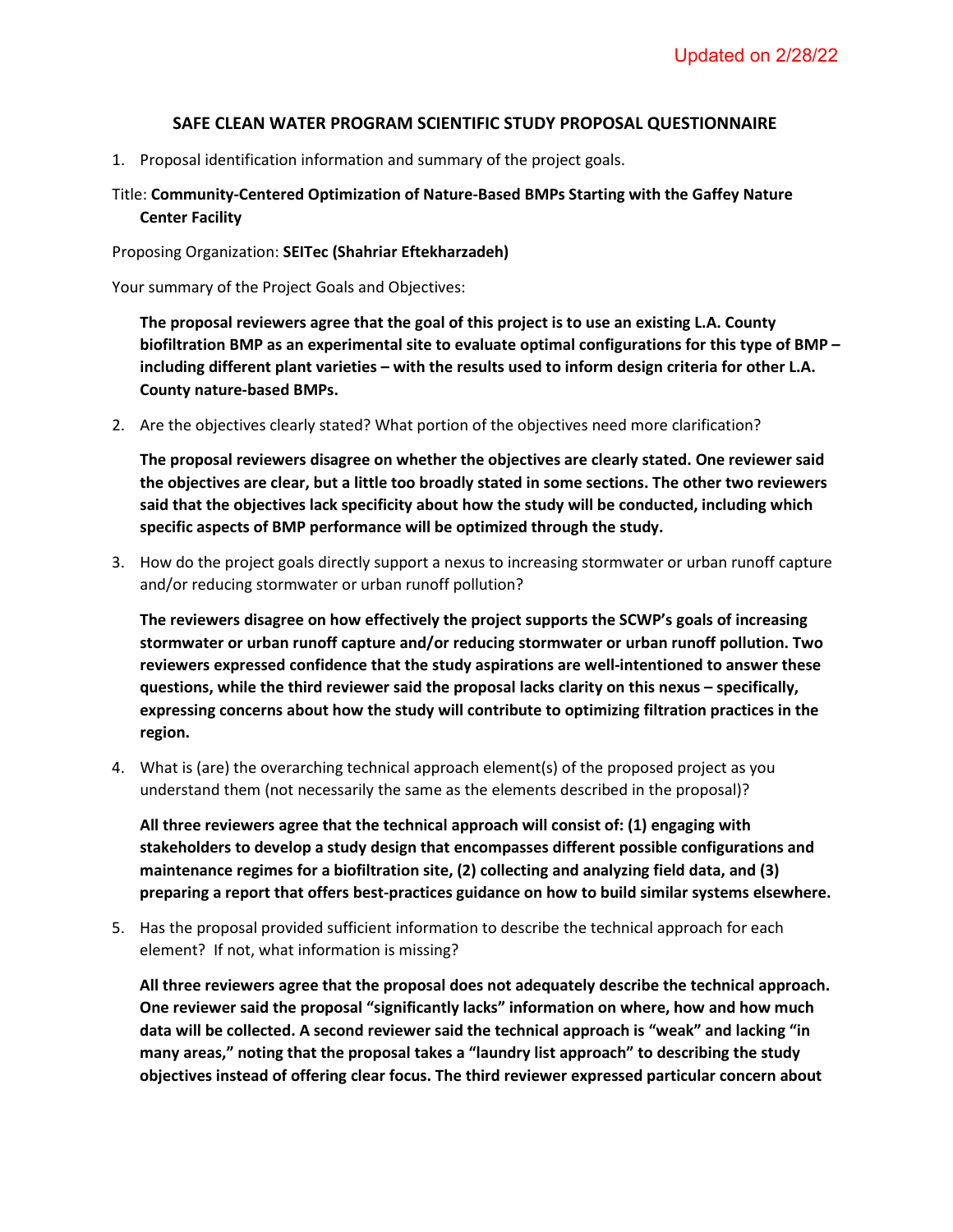Updated on 2/28/22

## SAFE CLEAN WATER PROGRAM SCIENTIFIC STUDY PROPOSAL QUESTIONNAIRE

1. Proposal identification information and summary of the project goals.

Title: **Community-Centered Optimization of Nature-Based BMPs Starting with the Gaffey Nature Center Facility**

Proposing Organization: **SEITec (Shahriar Eftekharzadeh)**

Your summary of the Project Goals and Objectives:

**The proposal reviewers agree that the goal of this project is to use an existing L.A. County biofiltration BMP as an experimental site to evaluate optimal configurations for this type of BMP – including different plant varieties – with the results used to inform design criteria for other L.A. County nature-based BMPs.**

2. Are the objectives clearly stated? What portion of the objectives need more clarification?

**The proposal reviewers disagree on whether the objectives are clearly stated. One reviewer said the objectives are clear, but a little too broadly stated in some sections. The other two reviewers said that the objectives lack specificity about how the study will be conducted, including which specific aspects of BMP performance will be optimized through the study.**

3. How do the project goals directly support a nexus to increasing stormwater or urban runoff capture and/or reducing stormwater or urban runoff pollution?

**The reviewers disagree on how effectively the project supports the SCWP's goals of increasing stormwater or urban runoff capture and/or reducing stormwater or urban runoff pollution. Two reviewers expressed confidence that the study aspirations are well-intentioned to answer these questions, while the third reviewer said the proposal lacks clarity on this nexus – specifically, expressing concerns about how the study will contribute to optimizing filtration practices in the region.**

4. What is (are) the overarching technical approach element(s) of the proposed project as you understand them (not necessarily the same as the elements described in the proposal)?

**All three reviewers agree that the technical approach will consist of: (1) engaging with stakeholders to develop a study design that encompasses different possible configurations and maintenance regimes for a biofiltration site, (2) collecting and analyzing field data, and (3) preparing a report that offers best-practices guidance on how to build similar systems elsewhere.**

5. Has the proposal provided sufficient information to describe the technical approach for each element? If not, what information is missing?

**All three reviewers agree that the proposal does not adequately describe the technical approach. One reviewer said the proposal "significantly lacks" information on where, how and how much data will be collected. A second reviewer said the technical approach is "weak" and lacking "in many areas," noting that the proposal takes a "laundry list approach" to describing the study objectives instead of offering clear focus. The third reviewer expressed particular concern about**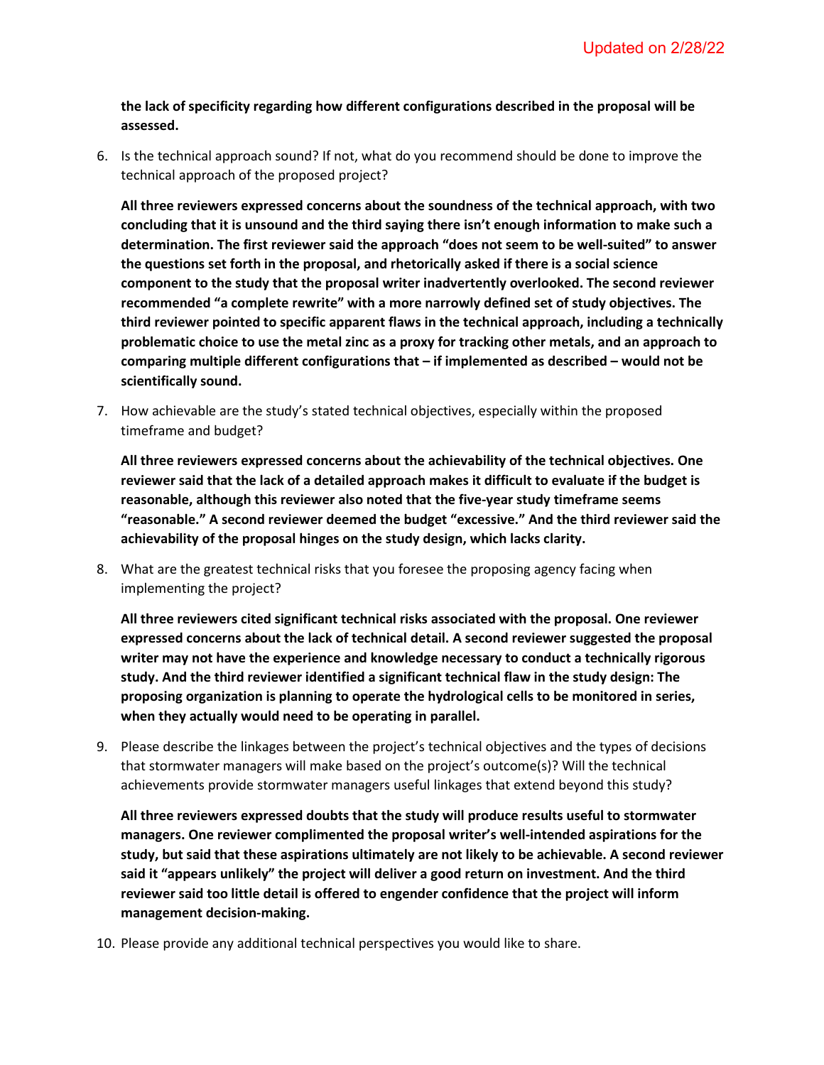**the lack of specificity regarding how different configurations described in the proposal will be assessed.**

6. Is the technical approach sound? If not, what do you recommend should be done to improve the technical approach of the proposed project?

   **All three reviewers expressed concerns about the soundness of the technical approach, with two concluding that it is unsound and the third saying there isn't enough information to make such a determination. The first reviewer said the approach "does not seem to be well-suited" to answer the questions set forth in the proposal, and rhetorically asked if there is a social science component to the study that the proposal writer inadvertently overlooked. The second reviewer recommended "a complete rewrite" with a more narrowly defined set of study objectives. The third reviewer pointed to specific apparent flaws in the technical approach, including a technically problematic choice to use the metal zinc as a proxy for tracking other metals, and an approach to comparing multiple different configurations that – if implemented as described – would not be scientifically sound.**

7. How achievable are the study's stated technical objectives, especially within the proposed timeframe and budget?

   **All three reviewers expressed concerns about the achievability of the technical objectives. One reviewer said that the lack of a detailed approach makes it difficult to evaluate if the budget is reasonable, although this reviewer also noted that the five-year study timeframe seems "reasonable." A second reviewer deemed the budget "excessive." And the third reviewer said the achievability of the proposal hinges on the study design, which lacks clarity.**

8. What are the greatest technical risks that you foresee the proposing agency facing when implementing the project?

   **All three reviewers cited significant technical risks associated with the proposal. One reviewer expressed concerns about the lack of technical detail. A second reviewer suggested the proposal writer may not have the experience and knowledge necessary to conduct a technically rigorous study. And the third reviewer identified a significant technical flaw in the study design: The proposing organization is planning to operate the hydrological cells to be monitored in series, when they actually would need to be operating in parallel.**

9. Please describe the linkages between the project's technical objectives and the types of decisions that stormwater managers will make based on the project's outcome(s)? Will the technical achievements provide stormwater managers useful linkages that extend beyond this study?

   **All three reviewers expressed doubts that the study will produce results useful to stormwater managers. One reviewer complimented the proposal writer's well-intended aspirations for the study, but said that these aspirations ultimately are not likely to be achievable. A second reviewer said it "appears unlikely" the project will deliver a good return on investment. And the third reviewer said too little detail is offered to engender confidence that the project will inform management decision-making.**

10. Please provide any additional technical perspectives you would like to share.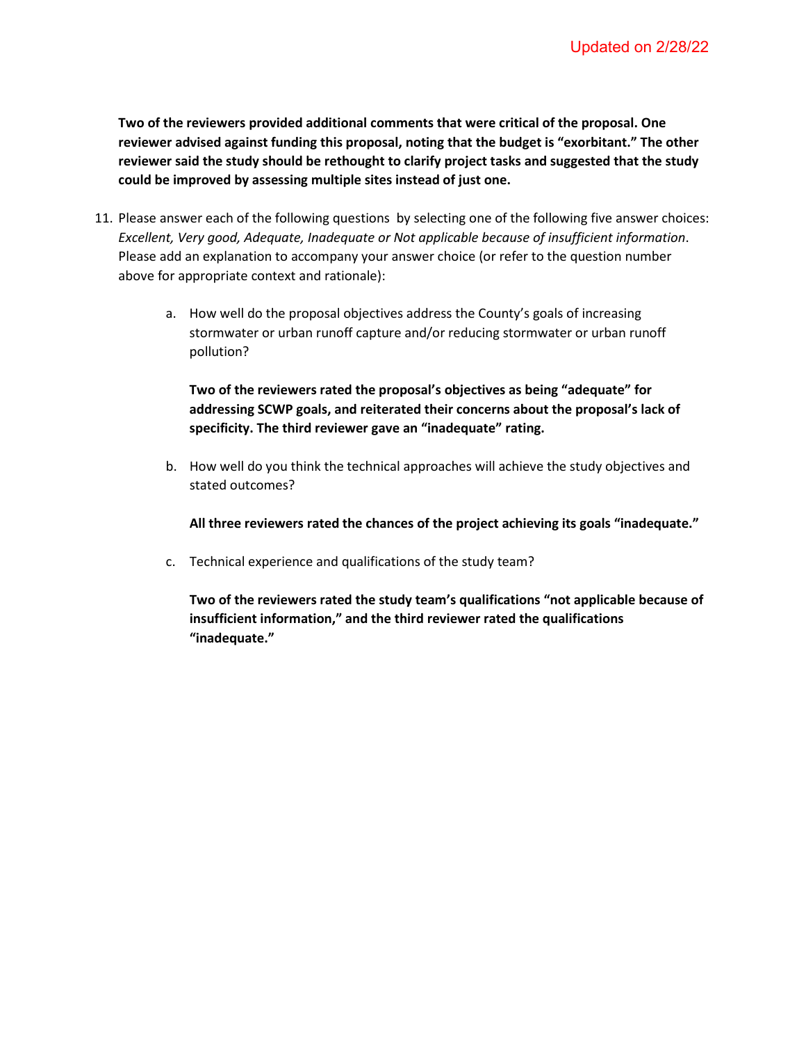Updated on 2/28/22

**Two of the reviewers provided additional comments that were critical of the proposal. One reviewer advised against funding this proposal, noting that the budget is "exorbitant." The other reviewer said the study should be rethought to clarify project tasks and suggested that the study could be improved by assessing multiple sites instead of just one.**

11. Please answer each of the following questions by selecting one of the following five answer choices: *Excellent, Very good, Adequate, Inadequate or Not applicable because of insufficient information*. Please add an explanation to accompany your answer choice (or refer to the question number above for appropriate context and rationale):

    a. How well do the proposal objectives address the County's goals of increasing stormwater or urban runoff capture and/or reducing stormwater or urban runoff pollution?

       **Two of the reviewers rated the proposal's objectives as being "adequate" for addressing SCWP goals, and reiterated their concerns about the proposal's lack of specificity. The third reviewer gave an "inadequate" rating.**

    b. How well do you think the technical approaches will achieve the study objectives and stated outcomes?

       **All three reviewers rated the chances of the project achieving its goals "inadequate."**

    c. Technical experience and qualifications of the study team?

       **Two of the reviewers rated the study team's qualifications "not applicable because of insufficient information," and the third reviewer rated the qualifications "inadequate."**